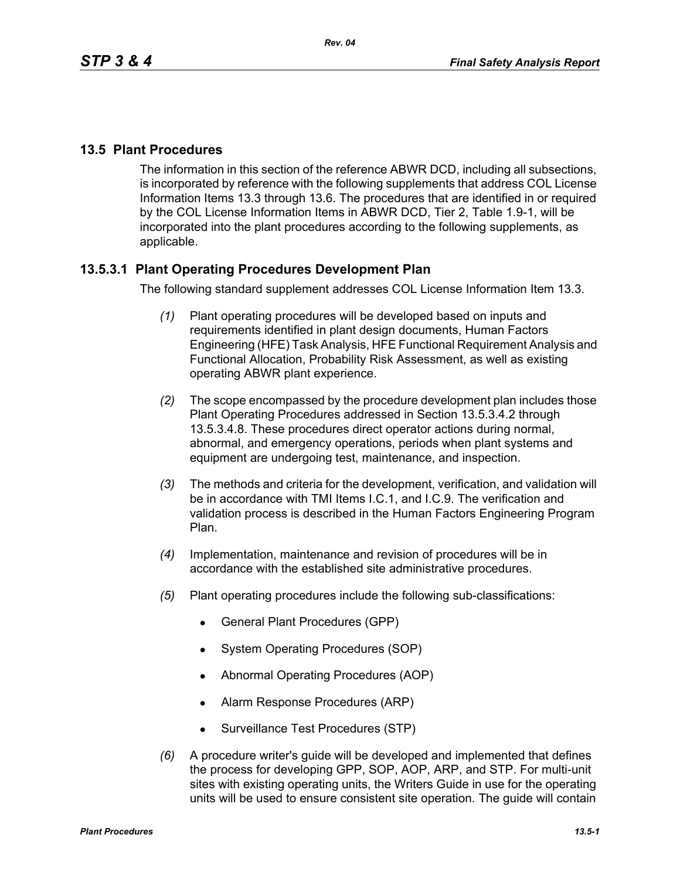## 13.5 Plant Procedures

The information in this section of the reference ABWR DCD, including all subsections, is incorporated by reference with the following supplements that address COL License Information Items 13.3 through 13.6. The procedures that are identified in or required by the COL License Information Items in ABWR DCD, Tier 2, Table 1.9-1, will be incorporated into the plant procedures according to the following supplements, as applicable.

### 13.5.3.1 Plant Operating Procedures Development Plan

The following standard supplement addresses COL License Information Item 13.3.

*(1)* Plant operating procedures will be developed based on inputs and requirements identified in plant design documents, Human Factors Engineering (HFE) Task Analysis, HFE Functional Requirement Analysis and Functional Allocation, Probability Risk Assessment, as well as existing operating ABWR plant experience.

*(2)* The scope encompassed by the procedure development plan includes those Plant Operating Procedures addressed in Section 13.5.3.4.2 through 13.5.3.4.8. These procedures direct operator actions during normal, abnormal, and emergency operations, periods when plant systems and equipment are undergoing test, maintenance, and inspection.

*(3)* The methods and criteria for the development, verification, and validation will be in accordance with TMI Items I.C.1, and I.C.9. The verification and validation process is described in the Human Factors Engineering Program Plan.

*(4)* Implementation, maintenance and revision of procedures will be in accordance with the established site administrative procedures.

*(5)* Plant operating procedures include the following sub-classifications:

- General Plant Procedures (GPP)
- System Operating Procedures (SOP)
- Abnormal Operating Procedures (AOP)
- Alarm Response Procedures (ARP)
- Surveillance Test Procedures (STP)

*(6)* A procedure writer's guide will be developed and implemented that defines the process for developing GPP, SOP, AOP, ARP, and STP. For multi-unit sites with existing operating units, the Writers Guide in use for the operating units will be used to ensure consistent site operation. The guide will contain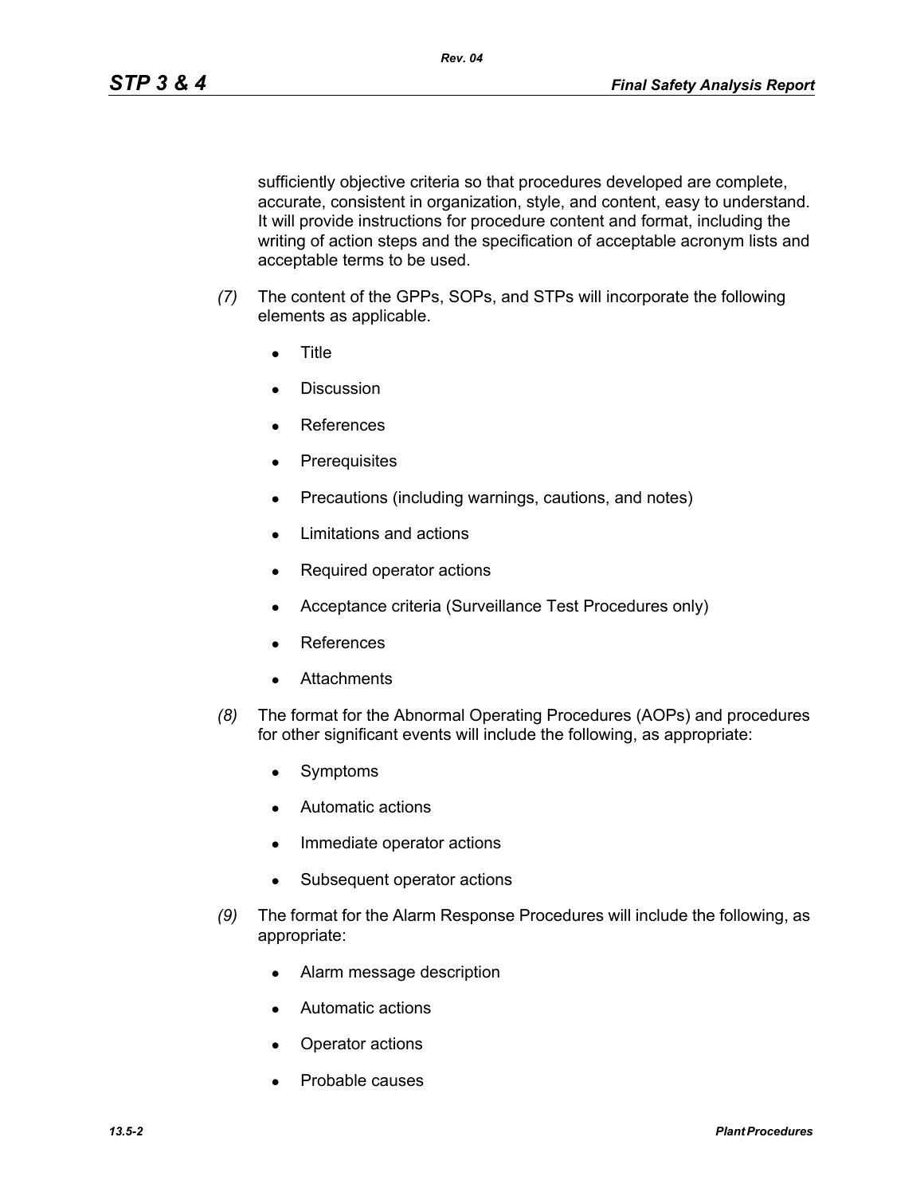sufficiently objective criteria so that procedures developed are complete, accurate, consistent in organization, style, and content, easy to understand. It will provide instructions for procedure content and format, including the writing of action steps and the specification of acceptable acronym lists and acceptable terms to be used.

*(7)* The content of the GPPs, SOPs, and STPs will incorporate the following elements as applicable.

- Title
- Discussion
- References
- Prerequisites
- Precautions (including warnings, cautions, and notes)
- Limitations and actions
- Required operator actions
- Acceptance criteria (Surveillance Test Procedures only)
- References
- Attachments

*(8)* The format for the Abnormal Operating Procedures (AOPs) and procedures for other significant events will include the following, as appropriate:

- Symptoms
- Automatic actions
- Immediate operator actions
- Subsequent operator actions

*(9)* The format for the Alarm Response Procedures will include the following, as appropriate:

- Alarm message description
- Automatic actions
- Operator actions
- Probable causes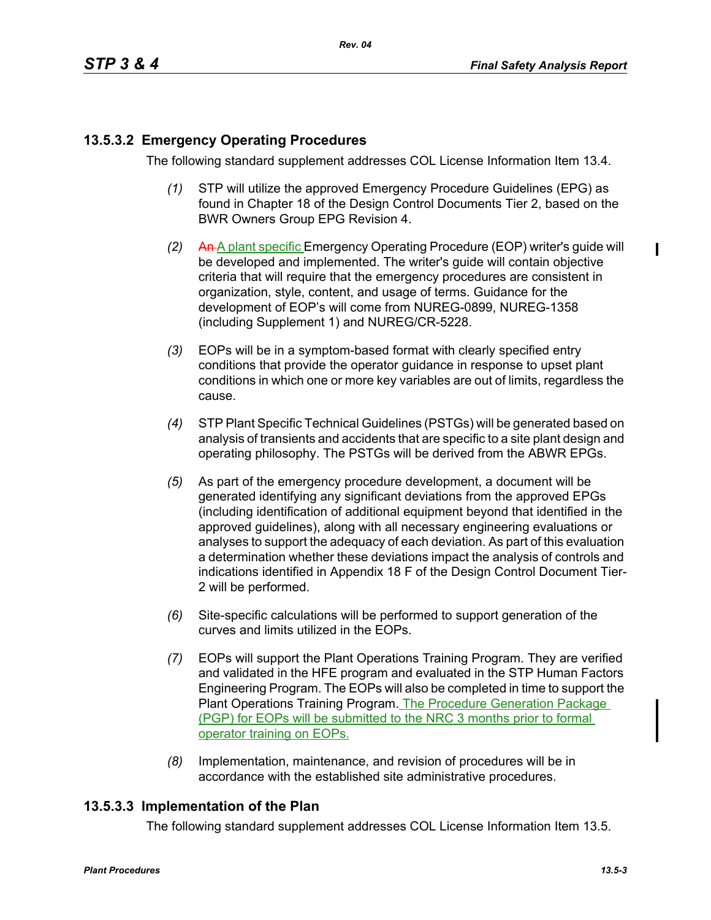## 13.5.3.2 Emergency Operating Procedures

The following standard supplement addresses COL License Information Item 13.4.

*(1)* STP will utilize the approved Emergency Procedure Guidelines (EPG) as found in Chapter 18 of the Design Control Documents Tier 2, based on the BWR Owners Group EPG Revision 4.

*(2)* ~~An~~ A plant specific Emergency Operating Procedure (EOP) writer's guide will be developed and implemented. The writer's guide will contain objective criteria that will require that the emergency procedures are consistent in organization, style, content, and usage of terms. Guidance for the development of EOP's will come from NUREG-0899, NUREG-1358 (including Supplement 1) and NUREG/CR-5228.

*(3)* EOPs will be in a symptom-based format with clearly specified entry conditions that provide the operator guidance in response to upset plant conditions in which one or more key variables are out of limits, regardless the cause.

*(4)* STP Plant Specific Technical Guidelines (PSTGs) will be generated based on analysis of transients and accidents that are specific to a site plant design and operating philosophy. The PSTGs will be derived from the ABWR EPGs.

*(5)* As part of the emergency procedure development, a document will be generated identifying any significant deviations from the approved EPGs (including identification of additional equipment beyond that identified in the approved guidelines), along with all necessary engineering evaluations or analyses to support the adequacy of each deviation. As part of this evaluation a determination whether these deviations impact the analysis of controls and indications identified in Appendix 18 F of the Design Control Document Tier-2 will be performed.

*(6)* Site-specific calculations will be performed to support generation of the curves and limits utilized in the EOPs.

*(7)* EOPs will support the Plant Operations Training Program. They are verified and validated in the HFE program and evaluated in the STP Human Factors Engineering Program. The EOPs will also be completed in time to support the Plant Operations Training Program. The Procedure Generation Package (PGP) for EOPs will be submitted to the NRC 3 months prior to formal operator training on EOPs.

*(8)* Implementation, maintenance, and revision of procedures will be in accordance with the established site administrative procedures.

## 13.5.3.3 Implementation of the Plan

The following standard supplement addresses COL License Information Item 13.5.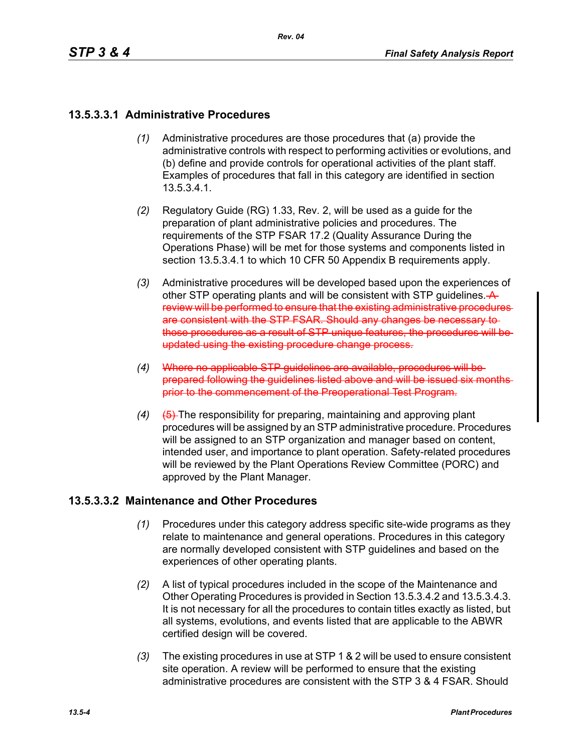### 13.5.3.3.1 Administrative Procedures

*(1)* Administrative procedures are those procedures that (a) provide the administrative controls with respect to performing activities or evolutions, and (b) define and provide controls for operational activities of the plant staff. Examples of procedures that fall in this category are identified in section 13.5.3.4.1.

*(2)* Regulatory Guide (RG) 1.33, Rev. 2, will be used as a guide for the preparation of plant administrative policies and procedures. The requirements of the STP FSAR 17.2 (Quality Assurance During the Operations Phase) will be met for those systems and components listed in section 13.5.3.4.1 to which 10 CFR 50 Appendix B requirements apply.

*(3)* Administrative procedures will be developed based upon the experiences of other STP operating plants and will be consistent with STP guidelines. ~~A review will be performed to ensure that the existing administrative procedures are consistent with the STP FSAR. Should any changes be necessary to those procedures as a result of STP unique features, the procedures will be updated using the existing procedure change process.~~

*(4)* ~~Where no applicable STP guidelines are available, procedures will be prepared following the guidelines listed above and will be issued six months prior to the commencement of the Preoperational Test Program.~~

*(4)* ~~(5)~~ The responsibility for preparing, maintaining and approving plant procedures will be assigned by an STP administrative procedure. Procedures will be assigned to an STP organization and manager based on content, intended user, and importance to plant operation. Safety-related procedures will be reviewed by the Plant Operations Review Committee (PORC) and approved by the Plant Manager.

### 13.5.3.3.2 Maintenance and Other Procedures

*(1)* Procedures under this category address specific site-wide programs as they relate to maintenance and general operations. Procedures in this category are normally developed consistent with STP guidelines and based on the experiences of other operating plants.

*(2)* A list of typical procedures included in the scope of the Maintenance and Other Operating Procedures is provided in Section 13.5.3.4.2 and 13.5.3.4.3. It is not necessary for all the procedures to contain titles exactly as listed, but all systems, evolutions, and events listed that are applicable to the ABWR certified design will be covered.

*(3)* The existing procedures in use at STP 1 & 2 will be used to ensure consistent site operation. A review will be performed to ensure that the existing administrative procedures are consistent with the STP 3 & 4 FSAR. Should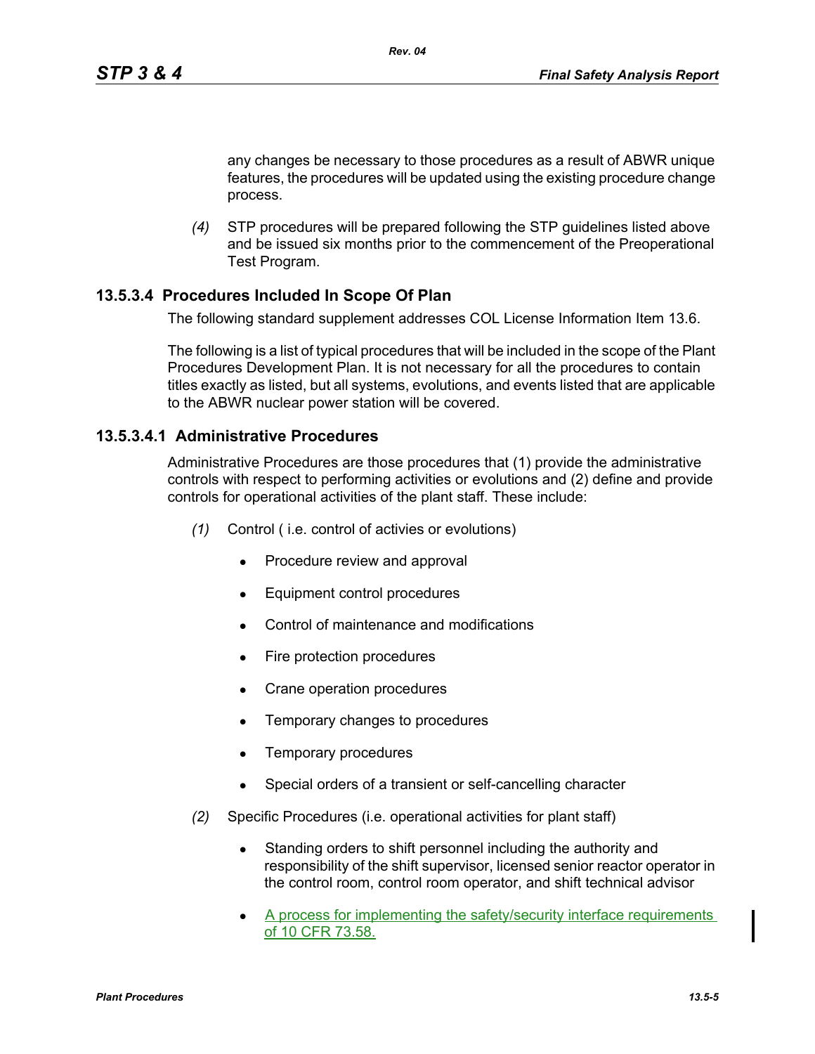any changes be necessary to those procedures as a result of ABWR unique features, the procedures will be updated using the existing procedure change process.

*(4)* STP procedures will be prepared following the STP guidelines listed above and be issued six months prior to the commencement of the Preoperational Test Program.

### 13.5.3.4 Procedures Included In Scope Of Plan

The following standard supplement addresses COL License Information Item 13.6.

The following is a list of typical procedures that will be included in the scope of the Plant Procedures Development Plan. It is not necessary for all the procedures to contain titles exactly as listed, but all systems, evolutions, and events listed that are applicable to the ABWR nuclear power station will be covered.

#### 13.5.3.4.1 Administrative Procedures

Administrative Procedures are those procedures that (1) provide the administrative controls with respect to performing activities or evolutions and (2) define and provide controls for operational activities of the plant staff. These include:

*(1)* Control ( i.e. control of activies or evolutions)

- Procedure review and approval
- Equipment control procedures
- Control of maintenance and modifications
- Fire protection procedures
- Crane operation procedures
- Temporary changes to procedures
- Temporary procedures
- Special orders of a transient or self-cancelling character

*(2)* Specific Procedures (i.e. operational activities for plant staff)

- Standing orders to shift personnel including the authority and responsibility of the shift supervisor, licensed senior reactor operator in the control room, control room operator, and shift technical advisor
- A process for implementing the safety/security interface requirements of 10 CFR 73.58.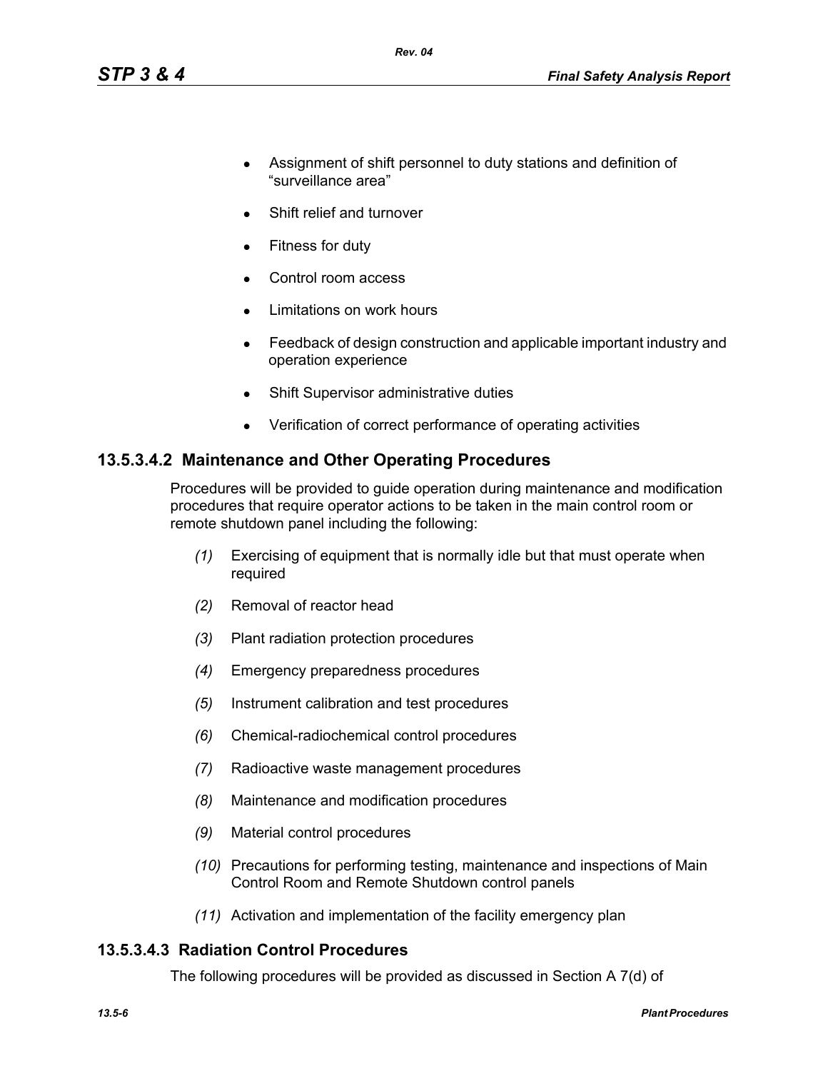- Assignment of shift personnel to duty stations and definition of "surveillance area"
- Shift relief and turnover
- Fitness for duty
- Control room access
- Limitations on work hours
- Feedback of design construction and applicable important industry and operation experience
- Shift Supervisor administrative duties
- Verification of correct performance of operating activities

### 13.5.3.4.2 Maintenance and Other Operating Procedures

Procedures will be provided to guide operation during maintenance and modification procedures that require operator actions to be taken in the main control room or remote shutdown panel including the following:

*(1)* Exercising of equipment that is normally idle but that must operate when required

*(2)* Removal of reactor head

*(3)* Plant radiation protection procedures

*(4)* Emergency preparedness procedures

*(5)* Instrument calibration and test procedures

*(6)* Chemical-radiochemical control procedures

*(7)* Radioactive waste management procedures

*(8)* Maintenance and modification procedures

*(9)* Material control procedures

*(10)* Precautions for performing testing, maintenance and inspections of Main Control Room and Remote Shutdown control panels

*(11)* Activation and implementation of the facility emergency plan

### 13.5.3.4.3 Radiation Control Procedures

The following procedures will be provided as discussed in Section A 7(d) of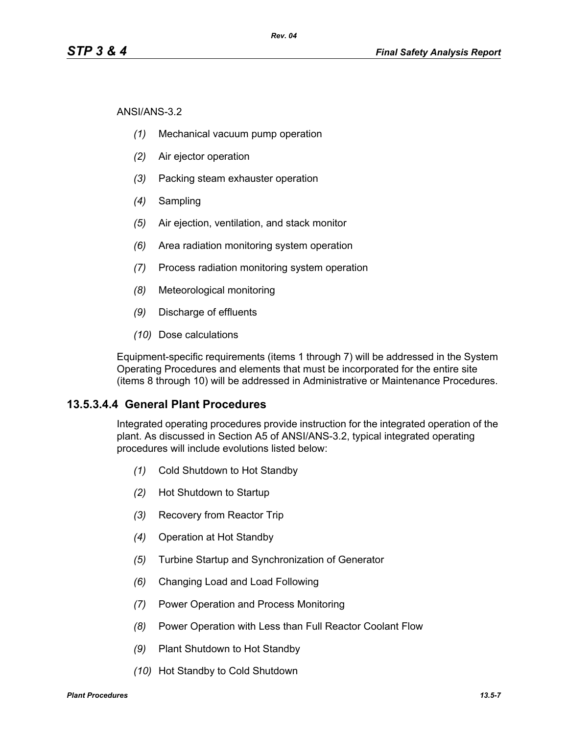ANSI/ANS-3.2

*(1)* Mechanical vacuum pump operation

*(2)* Air ejector operation

*(3)* Packing steam exhauster operation

*(4)* Sampling

*(5)* Air ejection, ventilation, and stack monitor

*(6)* Area radiation monitoring system operation

*(7)* Process radiation monitoring system operation

*(8)* Meteorological monitoring

*(9)* Discharge of effluents

*(10)* Dose calculations

Equipment-specific requirements (items 1 through 7) will be addressed in the System Operating Procedures and elements that must be incorporated for the entire site (items 8 through 10) will be addressed in Administrative or Maintenance Procedures.

## 13.5.3.4.4 General Plant Procedures

Integrated operating procedures provide instruction for the integrated operation of the plant. As discussed in Section A5 of ANSI/ANS-3.2, typical integrated operating procedures will include evolutions listed below:

*(1)* Cold Shutdown to Hot Standby

*(2)* Hot Shutdown to Startup

*(3)* Recovery from Reactor Trip

*(4)* Operation at Hot Standby

*(5)* Turbine Startup and Synchronization of Generator

*(6)* Changing Load and Load Following

*(7)* Power Operation and Process Monitoring

*(8)* Power Operation with Less than Full Reactor Coolant Flow

*(9)* Plant Shutdown to Hot Standby

*(10)* Hot Standby to Cold Shutdown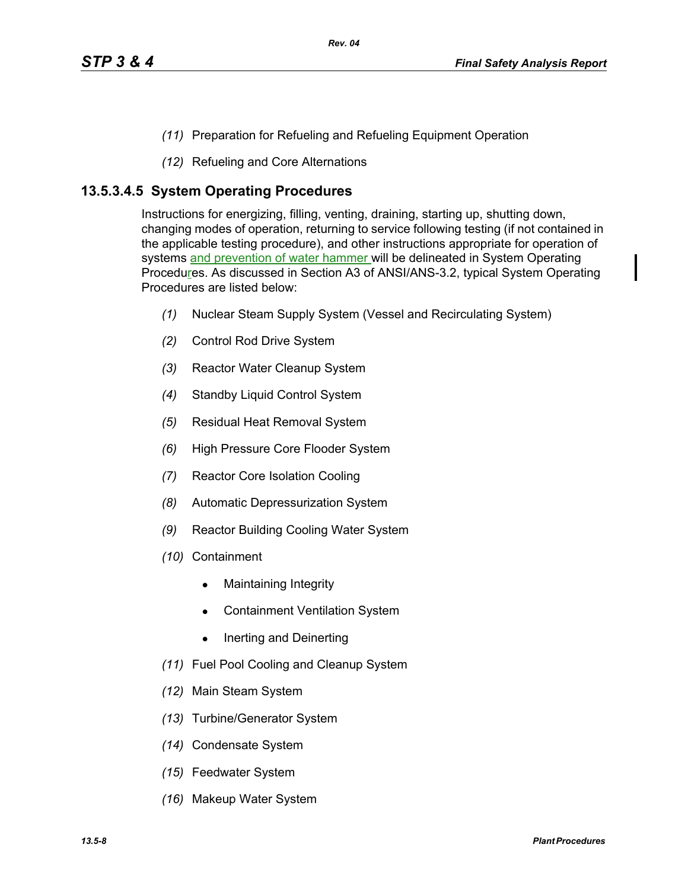*(11)* Preparation for Refueling and Refueling Equipment Operation

*(12)* Refueling and Core Alternations

## 13.5.3.4.5 System Operating Procedures

Instructions for energizing, filling, venting, draining, starting up, shutting down, changing modes of operation, returning to service following testing (if not contained in the applicable testing procedure), and other instructions appropriate for operation of systems and prevention of water hammer will be delineated in System Operating Procedures. As discussed in Section A3 of ANSI/ANS-3.2, typical System Operating Procedures are listed below:

*(1)* Nuclear Steam Supply System (Vessel and Recirculating System)

*(2)* Control Rod Drive System

*(3)* Reactor Water Cleanup System

*(4)* Standby Liquid Control System

*(5)* Residual Heat Removal System

*(6)* High Pressure Core Flooder System

*(7)* Reactor Core Isolation Cooling

*(8)* Automatic Depressurization System

*(9)* Reactor Building Cooling Water System

*(10)* Containment

- Maintaining Integrity
- Containment Ventilation System
- Inerting and Deinerting

*(11)* Fuel Pool Cooling and Cleanup System

*(12)* Main Steam System

*(13)* Turbine/Generator System

*(14)* Condensate System

*(15)* Feedwater System

*(16)* Makeup Water System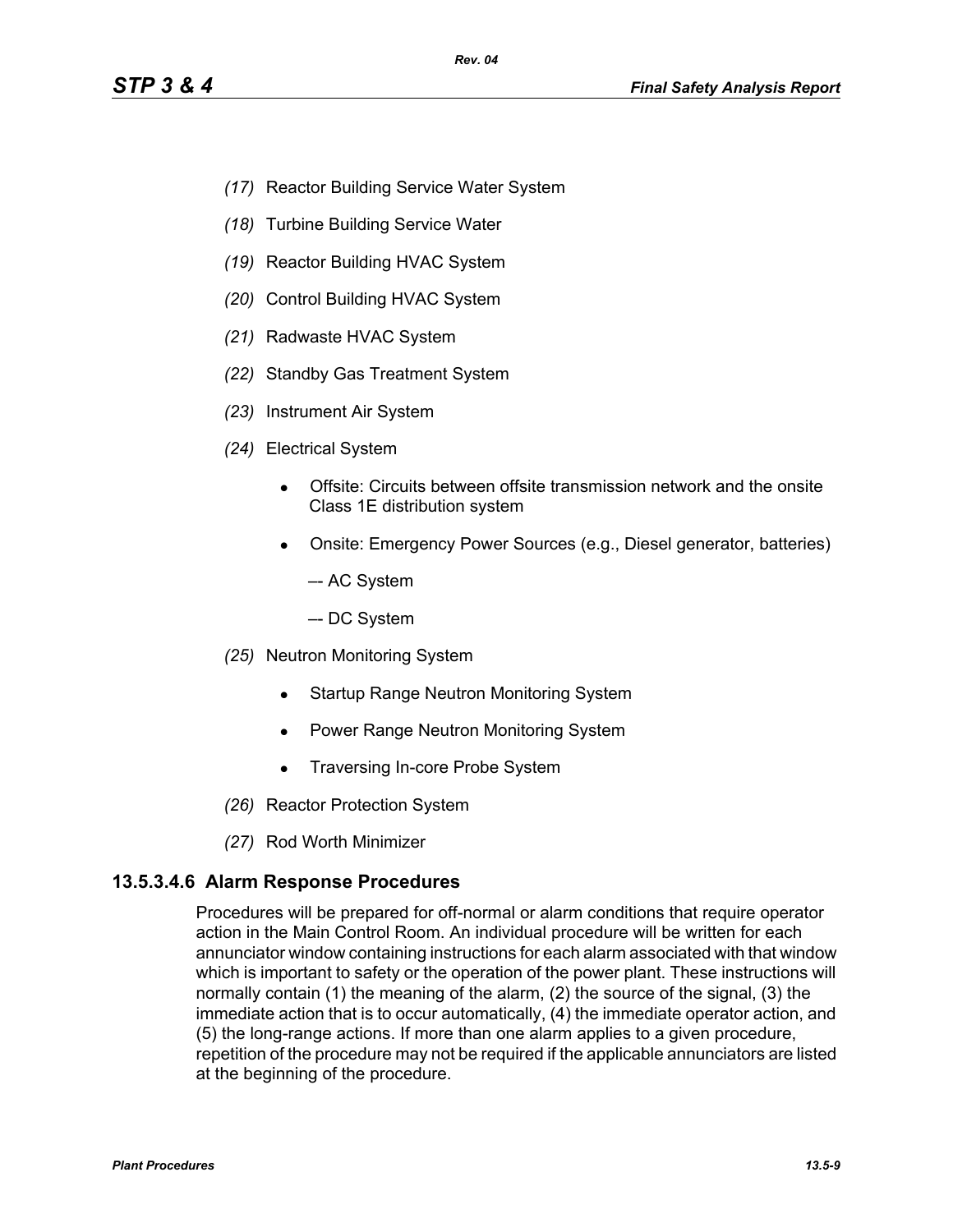*(17)* Reactor Building Service Water System

*(18)* Turbine Building Service Water

*(19)* Reactor Building HVAC System

*(20)* Control Building HVAC System

*(21)* Radwaste HVAC System

*(22)* Standby Gas Treatment System

*(23)* Instrument Air System

*(24)* Electrical System

- Offsite: Circuits between offsite transmission network and the onsite Class 1E distribution system
- Onsite: Emergency Power Sources (e.g., Diesel generator, batteries)

  –- AC System

  –- DC System

*(25)* Neutron Monitoring System

- Startup Range Neutron Monitoring System
- Power Range Neutron Monitoring System
- Traversing In-core Probe System

*(26)* Reactor Protection System

*(27)* Rod Worth Minimizer

### 13.5.3.4.6 Alarm Response Procedures

Procedures will be prepared for off-normal or alarm conditions that require operator action in the Main Control Room. An individual procedure will be written for each annunciator window containing instructions for each alarm associated with that window which is important to safety or the operation of the power plant. These instructions will normally contain (1) the meaning of the alarm, (2) the source of the signal, (3) the immediate action that is to occur automatically, (4) the immediate operator action, and (5) the long-range actions. If more than one alarm applies to a given procedure, repetition of the procedure may not be required if the applicable annunciators are listed at the beginning of the procedure.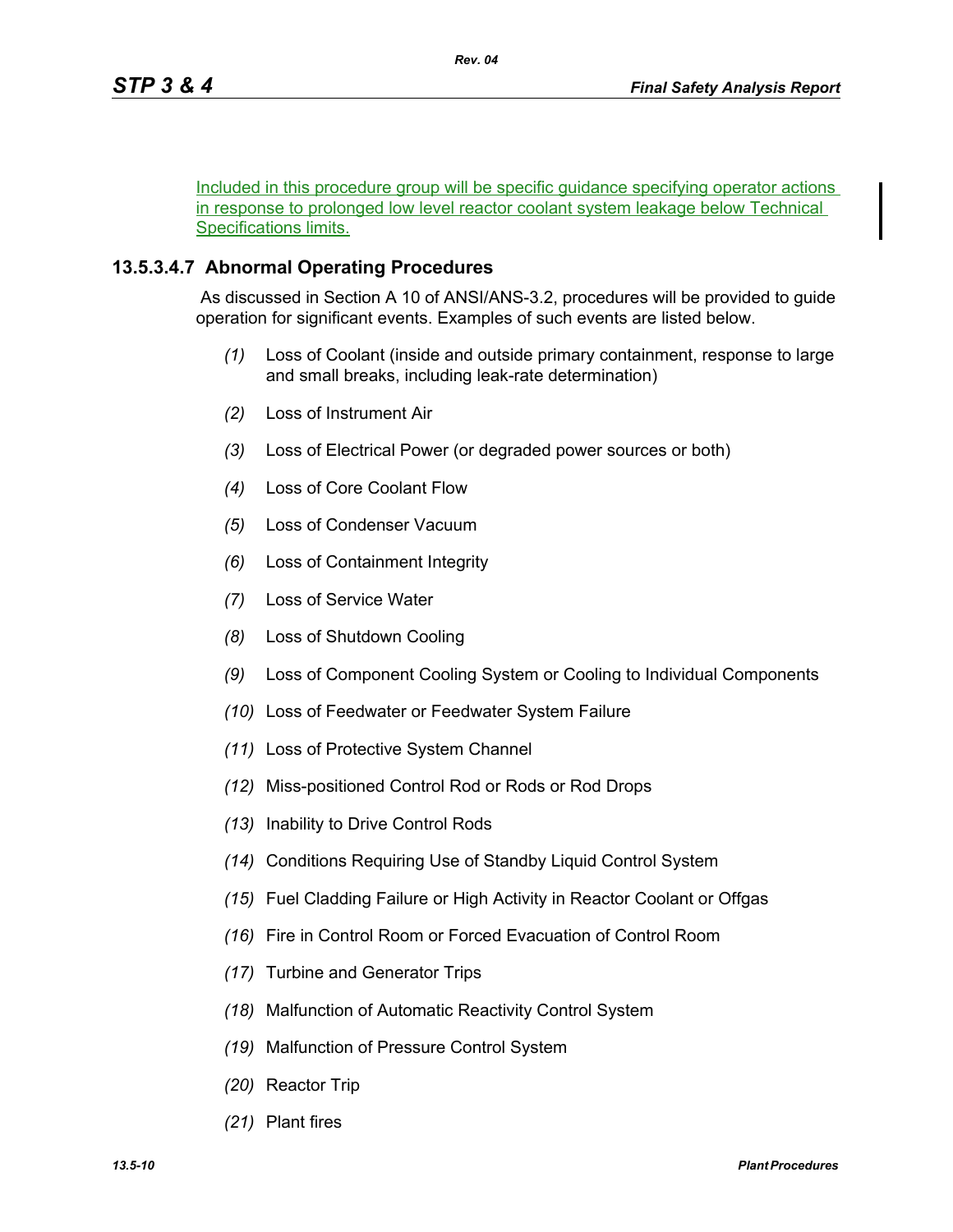Included in this procedure group will be specific guidance specifying operator actions in response to prolonged low level reactor coolant system leakage below Technical Specifications limits.

### 13.5.3.4.7 Abnormal Operating Procedures

As discussed in Section A 10 of ANSI/ANS-3.2, procedures will be provided to guide operation for significant events. Examples of such events are listed below.

*(1)* Loss of Coolant (inside and outside primary containment, response to large and small breaks, including leak-rate determination)

*(2)* Loss of Instrument Air

*(3)* Loss of Electrical Power (or degraded power sources or both)

*(4)* Loss of Core Coolant Flow

*(5)* Loss of Condenser Vacuum

*(6)* Loss of Containment Integrity

*(7)* Loss of Service Water

*(8)* Loss of Shutdown Cooling

*(9)* Loss of Component Cooling System or Cooling to Individual Components

*(10)* Loss of Feedwater or Feedwater System Failure

*(11)* Loss of Protective System Channel

*(12)* Miss-positioned Control Rod or Rods or Rod Drops

*(13)* Inability to Drive Control Rods

*(14)* Conditions Requiring Use of Standby Liquid Control System

*(15)* Fuel Cladding Failure or High Activity in Reactor Coolant or Offgas

*(16)* Fire in Control Room or Forced Evacuation of Control Room

*(17)* Turbine and Generator Trips

*(18)* Malfunction of Automatic Reactivity Control System

*(19)* Malfunction of Pressure Control System

*(20)* Reactor Trip

*(21)* Plant fires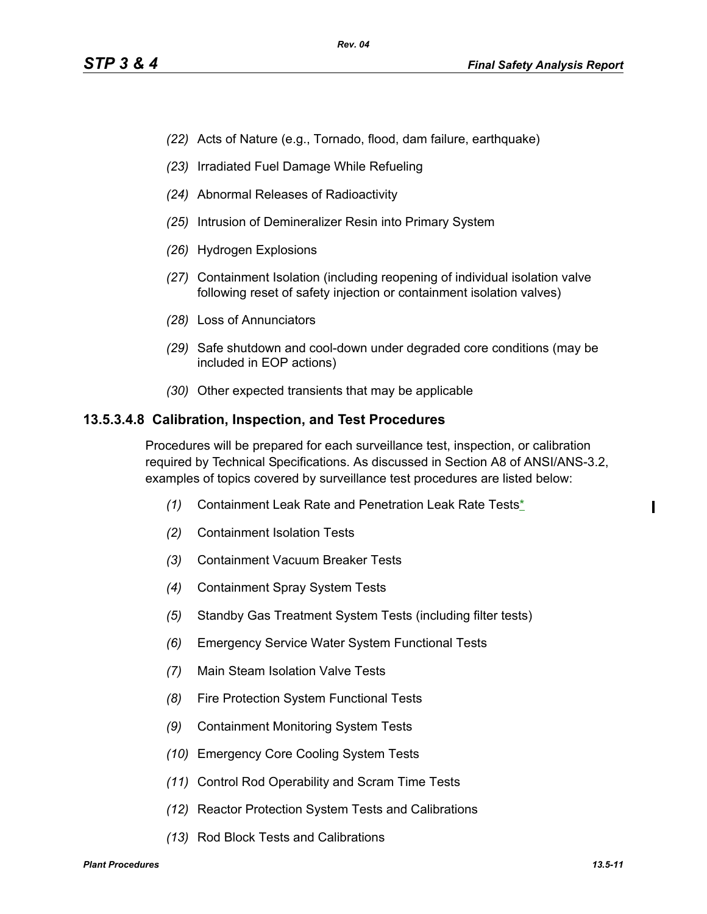*(22)* Acts of Nature (e.g., Tornado, flood, dam failure, earthquake)

*(23)* Irradiated Fuel Damage While Refueling

*(24)* Abnormal Releases of Radioactivity

*(25)* Intrusion of Demineralizer Resin into Primary System

*(26)* Hydrogen Explosions

*(27)* Containment Isolation (including reopening of individual isolation valve following reset of safety injection or containment isolation valves)

*(28)* Loss of Annunciators

*(29)* Safe shutdown and cool-down under degraded core conditions (may be included in EOP actions)

*(30)* Other expected transients that may be applicable

### 13.5.3.4.8 Calibration, Inspection, and Test Procedures

Procedures will be prepared for each surveillance test, inspection, or calibration required by Technical Specifications. As discussed in Section A8 of ANSI/ANS-3.2, examples of topics covered by surveillance test procedures are listed below:

*(1)* Containment Leak Rate and Penetration Leak Rate Tests*

*(2)* Containment Isolation Tests

*(3)* Containment Vacuum Breaker Tests

*(4)* Containment Spray System Tests

*(5)* Standby Gas Treatment System Tests (including filter tests)

*(6)* Emergency Service Water System Functional Tests

*(7)* Main Steam Isolation Valve Tests

*(8)* Fire Protection System Functional Tests

*(9)* Containment Monitoring System Tests

*(10)* Emergency Core Cooling System Tests

*(11)* Control Rod Operability and Scram Time Tests

*(12)* Reactor Protection System Tests and Calibrations

*(13)* Rod Block Tests and Calibrations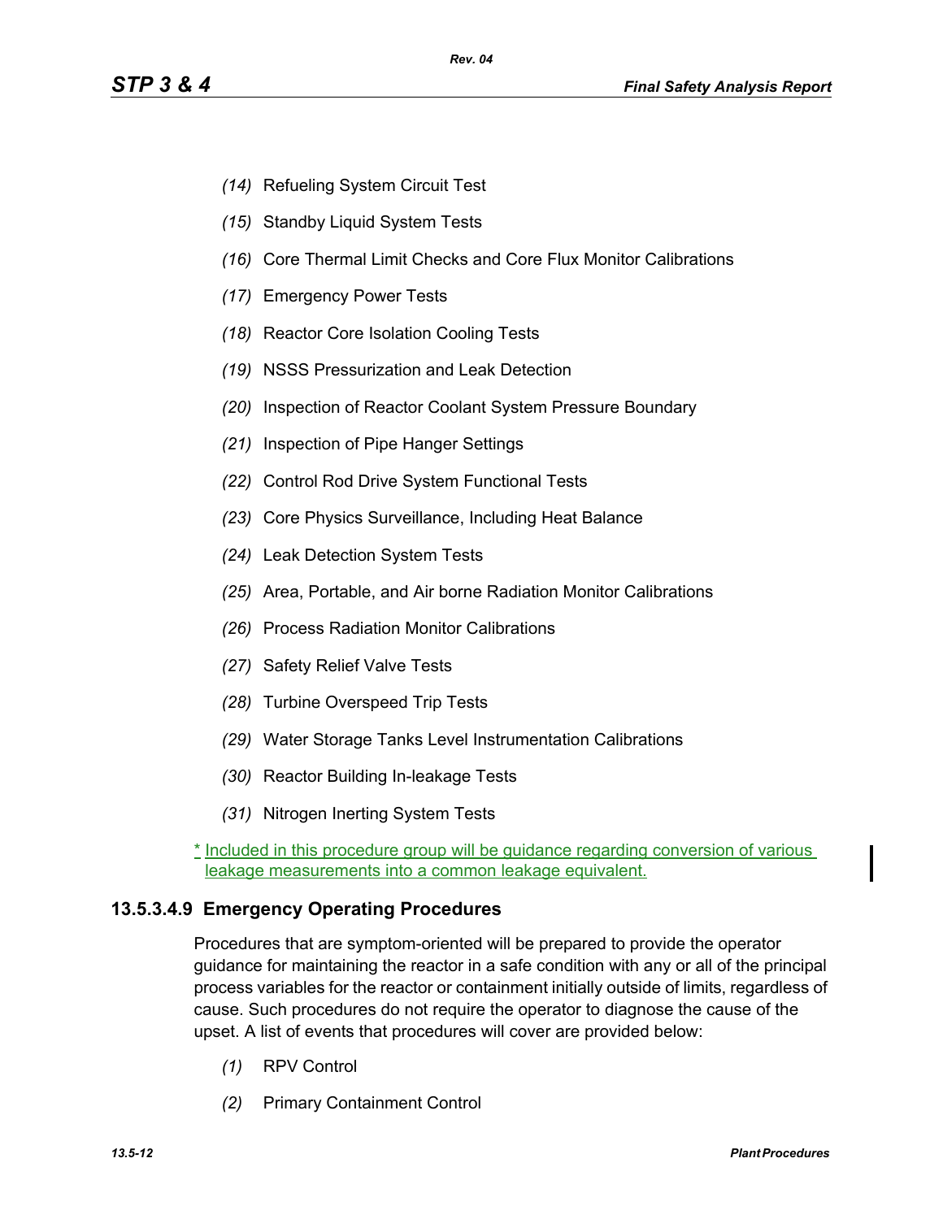(14) Refueling System Circuit Test

(15) Standby Liquid System Tests

(16) Core Thermal Limit Checks and Core Flux Monitor Calibrations

(17) Emergency Power Tests

(18) Reactor Core Isolation Cooling Tests

(19) NSSS Pressurization and Leak Detection

(20) Inspection of Reactor Coolant System Pressure Boundary

(21) Inspection of Pipe Hanger Settings

(22) Control Rod Drive System Functional Tests

(23) Core Physics Surveillance, Including Heat Balance

(24) Leak Detection System Tests

(25) Area, Portable, and Air borne Radiation Monitor Calibrations

(26) Process Radiation Monitor Calibrations

(27) Safety Relief Valve Tests

(28) Turbine Overspeed Trip Tests

(29) Water Storage Tanks Level Instrumentation Calibrations

(30) Reactor Building In-leakage Tests

(31) Nitrogen Inerting System Tests

* Included in this procedure group will be guidance regarding conversion of various leakage measurements into a common leakage equivalent.

### 13.5.3.4.9 Emergency Operating Procedures

Procedures that are symptom-oriented will be prepared to provide the operator guidance for maintaining the reactor in a safe condition with any or all of the principal process variables for the reactor or containment initially outside of limits, regardless of cause. Such procedures do not require the operator to diagnose the cause of the upset. A list of events that procedures will cover are provided below:

(1) RPV Control

(2) Primary Containment Control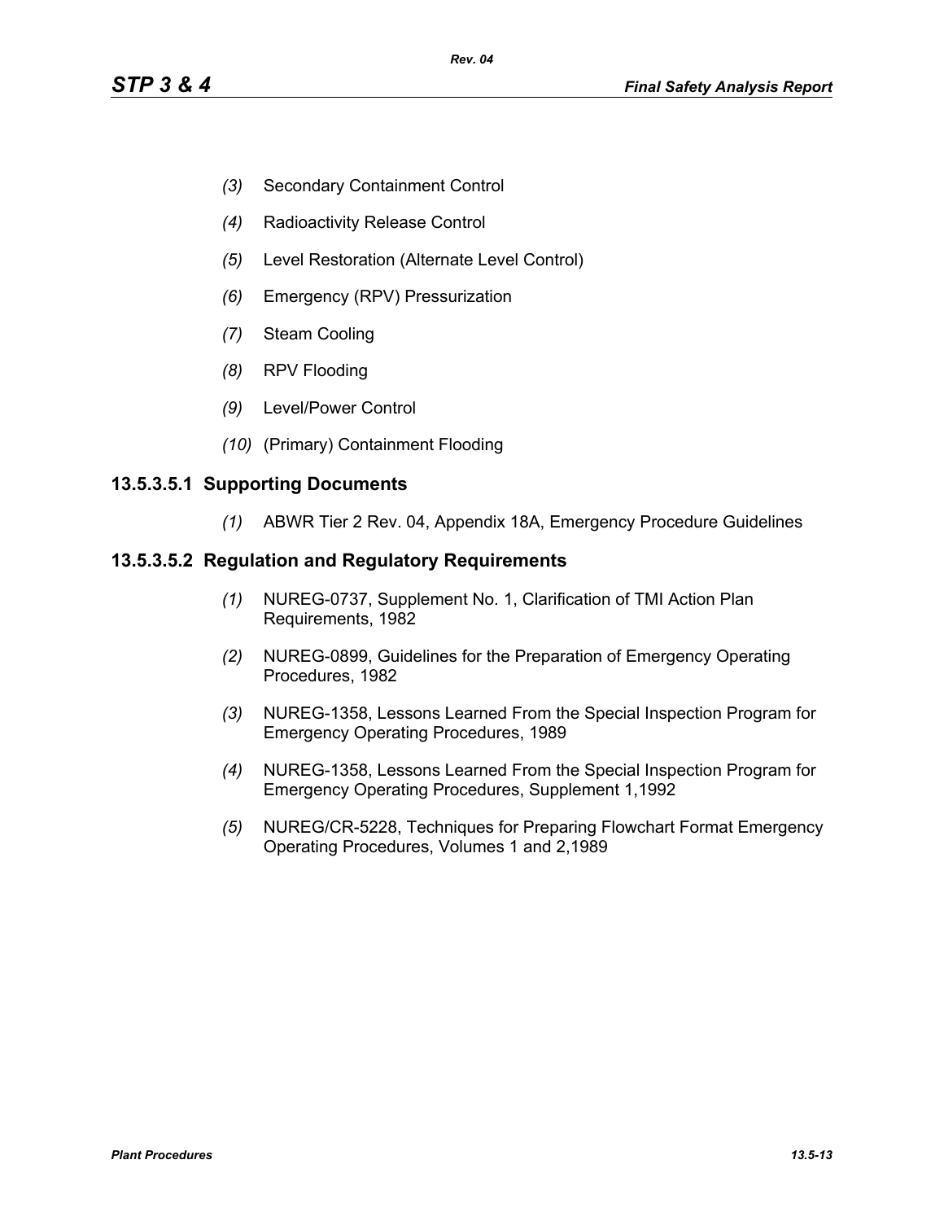*(3)* Secondary Containment Control

*(4)* Radioactivity Release Control

*(5)* Level Restoration (Alternate Level Control)

*(6)* Emergency (RPV) Pressurization

*(7)* Steam Cooling

*(8)* RPV Flooding

*(9)* Level/Power Control

*(10)* (Primary) Containment Flooding

### 13.5.3.5.1 Supporting Documents

*(1)* ABWR Tier 2 Rev. 04, Appendix 18A, Emergency Procedure Guidelines

### 13.5.3.5.2 Regulation and Regulatory Requirements

*(1)* NUREG-0737, Supplement No. 1, Clarification of TMI Action Plan Requirements, 1982

*(2)* NUREG-0899, Guidelines for the Preparation of Emergency Operating Procedures, 1982

*(3)* NUREG-1358, Lessons Learned From the Special Inspection Program for Emergency Operating Procedures, 1989

*(4)* NUREG-1358, Lessons Learned From the Special Inspection Program for Emergency Operating Procedures, Supplement 1,1992

*(5)* NUREG/CR-5228, Techniques for Preparing Flowchart Format Emergency Operating Procedures, Volumes 1 and 2,1989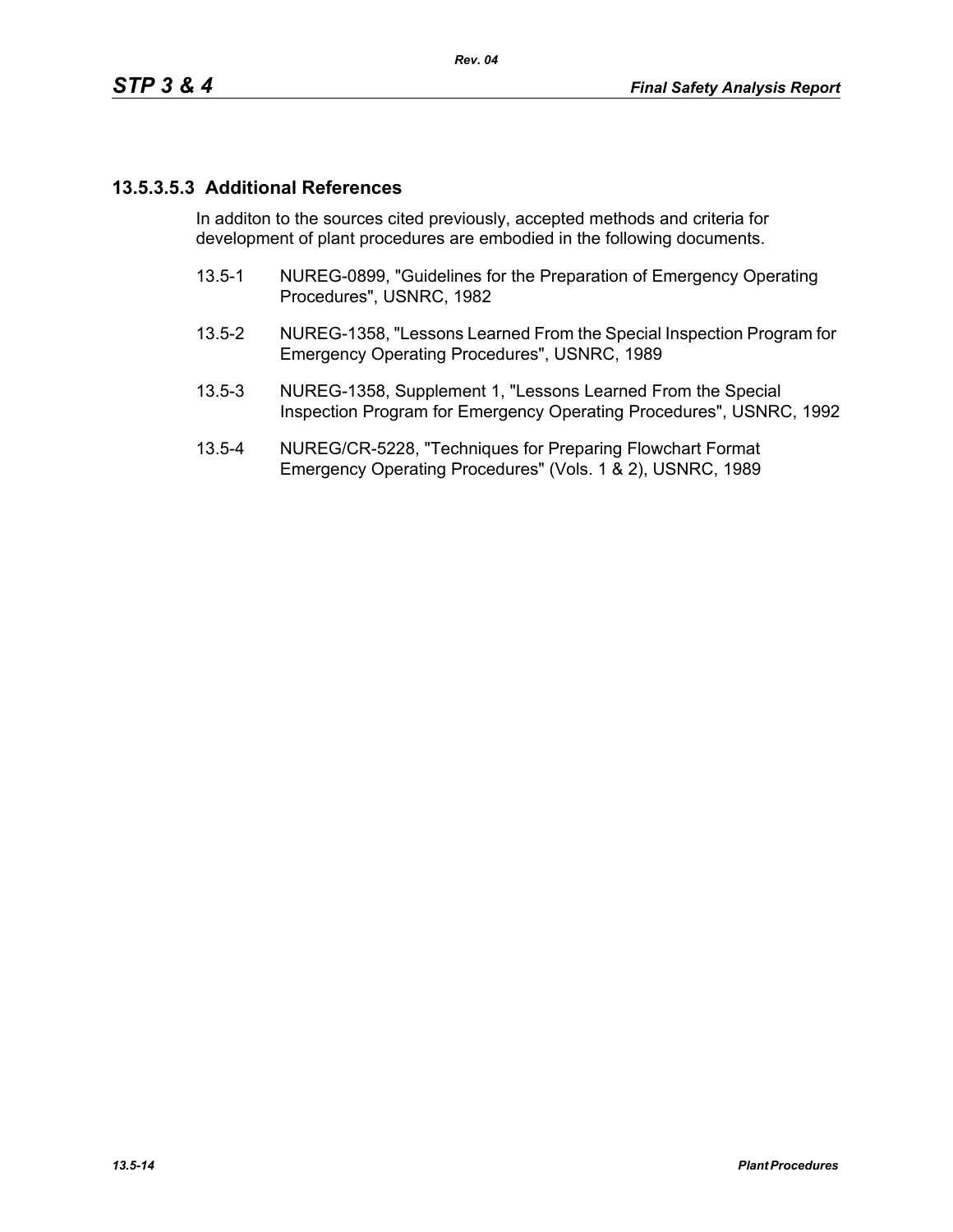### 13.5.3.5.3 Additional References

In additon to the sources cited previously, accepted methods and criteria for development of plant procedures are embodied in the following documents.

13.5-1 NUREG-0899, "Guidelines for the Preparation of Emergency Operating Procedures", USNRC, 1982

13.5-2 NUREG-1358, "Lessons Learned From the Special Inspection Program for Emergency Operating Procedures", USNRC, 1989

13.5-3 NUREG-1358, Supplement 1, "Lessons Learned From the Special Inspection Program for Emergency Operating Procedures", USNRC, 1992

13.5-4 NUREG/CR-5228, "Techniques for Preparing Flowchart Format Emergency Operating Procedures" (Vols. 1 & 2), USNRC, 1989